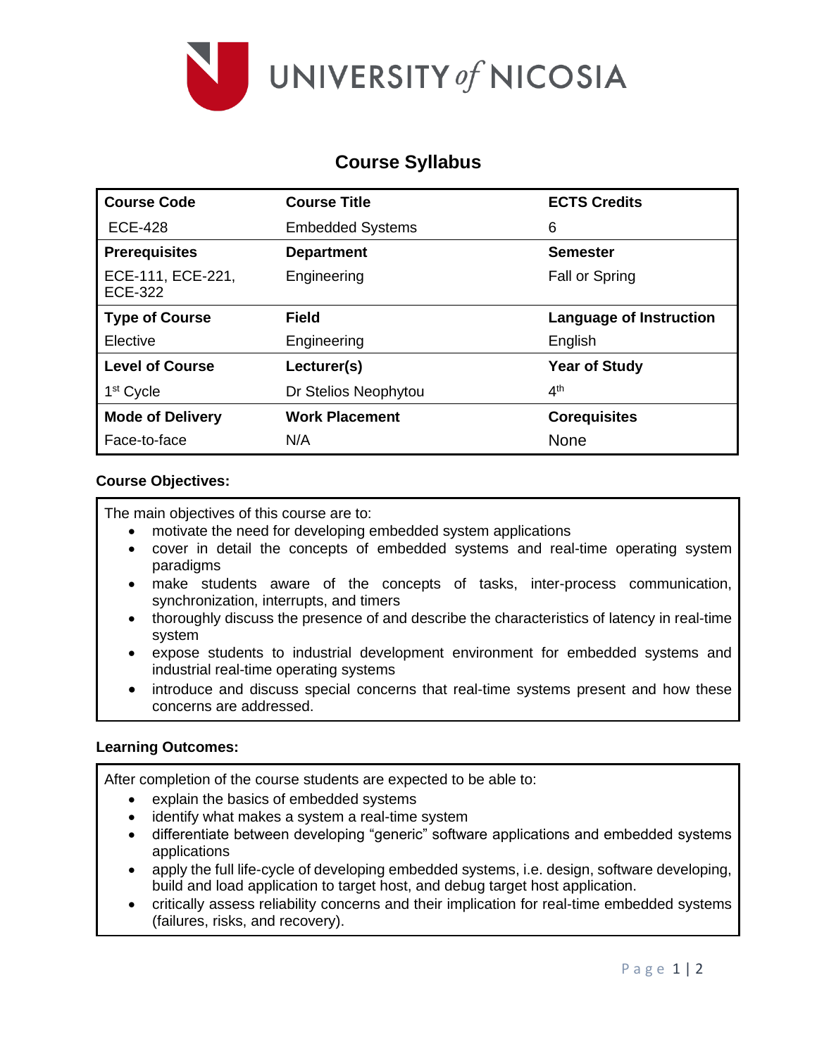UNIVERSITY *of* NICOSIA

# Course Syllabus

| Course Code | Course Title | ECTS Credits |
|---|---|---|
| ECE-428 | Embedded Systems | 6 |
| **Prerequisites** | **Department** | **Semester** |
| ECE-111, ECE-221, ECE-322 | Engineering | Fall or Spring |
| **Type of Course** | **Field** | **Language of Instruction** |
| Elective | Engineering | English |
| **Level of Course** | **Lecturer(s)** | **Year of Study** |
| 1st Cycle | Dr Stelios Neophytou | 4th |
| **Mode of Delivery** | **Work Placement** | **Corequisites** |
| Face-to-face | N/A | None |

**Course Objectives:**

The main objectives of this course are to:

- motivate the need for developing embedded system applications
- cover in detail the concepts of embedded systems and real-time operating system paradigms
- make students aware of the concepts of tasks, inter-process communication, synchronization, interrupts, and timers
- thoroughly discuss the presence of and describe the characteristics of latency in real-time system
- expose students to industrial development environment for embedded systems and industrial real-time operating systems
- introduce and discuss special concerns that real-time systems present and how these concerns are addressed.

**Learning Outcomes:**

After completion of the course students are expected to be able to:

- explain the basics of embedded systems
- identify what makes a system a real-time system
- differentiate between developing "generic" software applications and embedded systems applications
- apply the full life-cycle of developing embedded systems, i.e. design, software developing, build and load application to target host, and debug target host application.
- critically assess reliability concerns and their implication for real-time embedded systems (failures, risks, and recovery).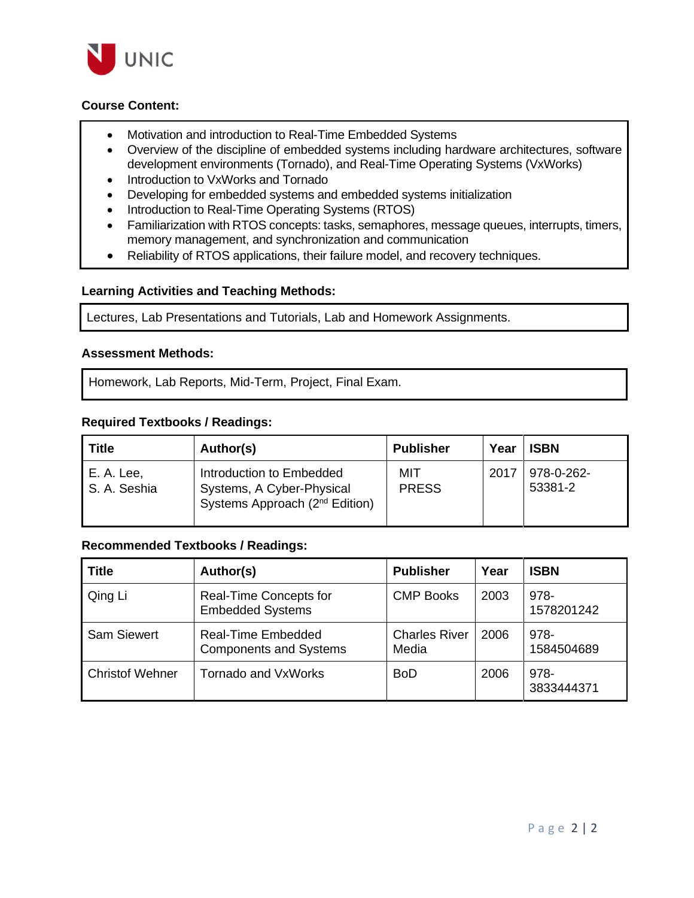**Course Content:**

- Motivation and introduction to Real-Time Embedded Systems
- Overview of the discipline of embedded systems including hardware architectures, software development environments (Tornado), and Real-Time Operating Systems (VxWorks)
- Introduction to VxWorks and Tornado
- Developing for embedded systems and embedded systems initialization
- Introduction to Real-Time Operating Systems (RTOS)
- Familiarization with RTOS concepts: tasks, semaphores, message queues, interrupts, timers, memory management, and synchronization and communication
- Reliability of RTOS applications, their failure model, and recovery techniques.

**Learning Activities and Teaching Methods:**

Lectures, Lab Presentations and Tutorials, Lab and Homework Assignments.

**Assessment Methods:**

Homework, Lab Reports, Mid-Term, Project, Final Exam.

**Required Textbooks / Readings:**

| Title | Author(s) | Publisher | Year | ISBN |
|---|---|---|---|---|
| E. A. Lee, S. A. Seshia | Introduction to Embedded Systems, A Cyber-Physical Systems Approach (2nd Edition) | MIT PRESS | 2017 | 978-0-262-53381-2 |

**Recommended Textbooks / Readings:**

| Title | Author(s) | Publisher | Year | ISBN |
|---|---|---|---|---|
| Qing Li | Real-Time Concepts for Embedded Systems | CMP Books | 2003 | 978-1578201242 |
| Sam Siewert | Real-Time Embedded Components and Systems | Charles River Media | 2006 | 978-1584504689 |
| Christof Wehner | Tornado and VxWorks | BoD | 2006 | 978-3833444371 |